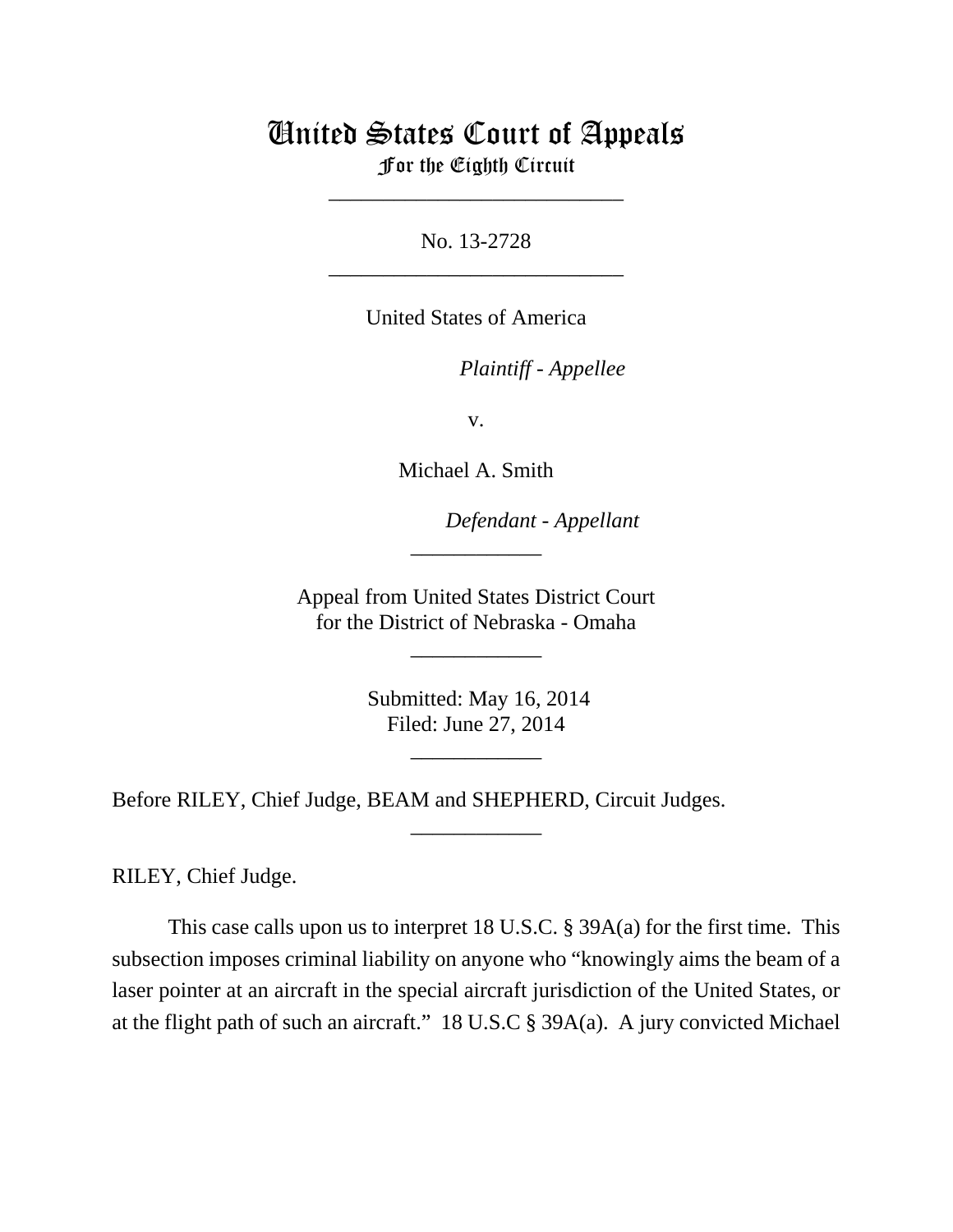# United States Court of Appeals

## For the Eighth Circuit

___________________________

No. 13-2728

___________________________

United States of America

*Plaintiff* - *Appellee*

v.

Michael A. Smith

*Defendant* - *Appellant*

____________

Appeal from United States District Court
for the District of Nebraska - Omaha

____________

Submitted: May 16, 2014
Filed: June 27, 2014

____________

Before RILEY, Chief Judge, BEAM and SHEPHERD, Circuit Judges.

____________

RILEY, Chief Judge.

This case calls upon us to interpret 18 U.S.C. § 39A(a) for the first time. This subsection imposes criminal liability on anyone who "knowingly aims the beam of a laser pointer at an aircraft in the special aircraft jurisdiction of the United States, or at the flight path of such an aircraft." 18 U.S.C § 39A(a). A jury convicted Michael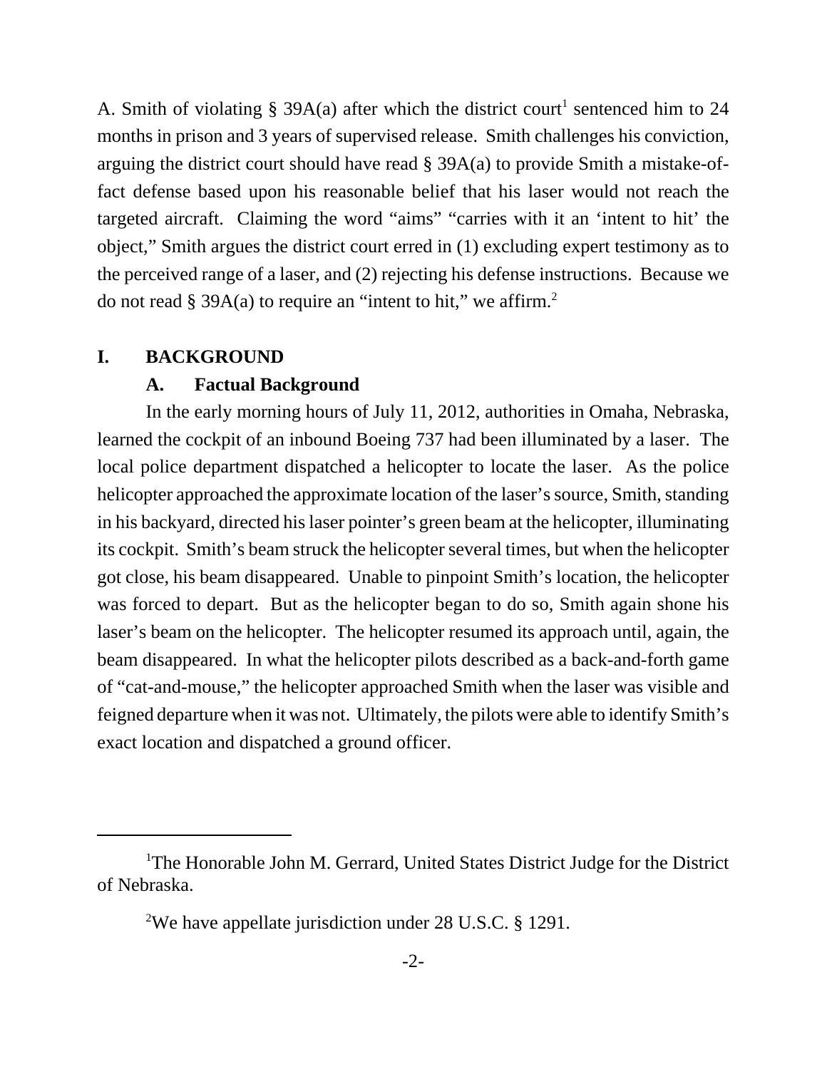A. Smith of violating § 39A(a) after which the district court[1] sentenced him to 24 months in prison and 3 years of supervised release. Smith challenges his conviction, arguing the district court should have read § 39A(a) to provide Smith a mistake-of-fact defense based upon his reasonable belief that his laser would not reach the targeted aircraft. Claiming the word "aims" "carries with it an 'intent to hit' the object," Smith argues the district court erred in (1) excluding expert testimony as to the perceived range of a laser, and (2) rejecting his defense instructions. Because we do not read § 39A(a) to require an "intent to hit," we affirm.[2]

## I. BACKGROUND

### A. Factual Background

In the early morning hours of July 11, 2012, authorities in Omaha, Nebraska, learned the cockpit of an inbound Boeing 737 had been illuminated by a laser. The local police department dispatched a helicopter to locate the laser. As the police helicopter approached the approximate location of the laser's source, Smith, standing in his backyard, directed his laser pointer's green beam at the helicopter, illuminating its cockpit. Smith's beam struck the helicopter several times, but when the helicopter got close, his beam disappeared. Unable to pinpoint Smith's location, the helicopter was forced to depart. But as the helicopter began to do so, Smith again shone his laser's beam on the helicopter. The helicopter resumed its approach until, again, the beam disappeared. In what the helicopter pilots described as a back-and-forth game of "cat-and-mouse," the helicopter approached Smith when the laser was visible and feigned departure when it was not. Ultimately, the pilots were able to identify Smith's exact location and dispatched a ground officer.

---

[1] The Honorable John M. Gerrard, United States District Judge for the District of Nebraska.

[2] We have appellate jurisdiction under 28 U.S.C. § 1291.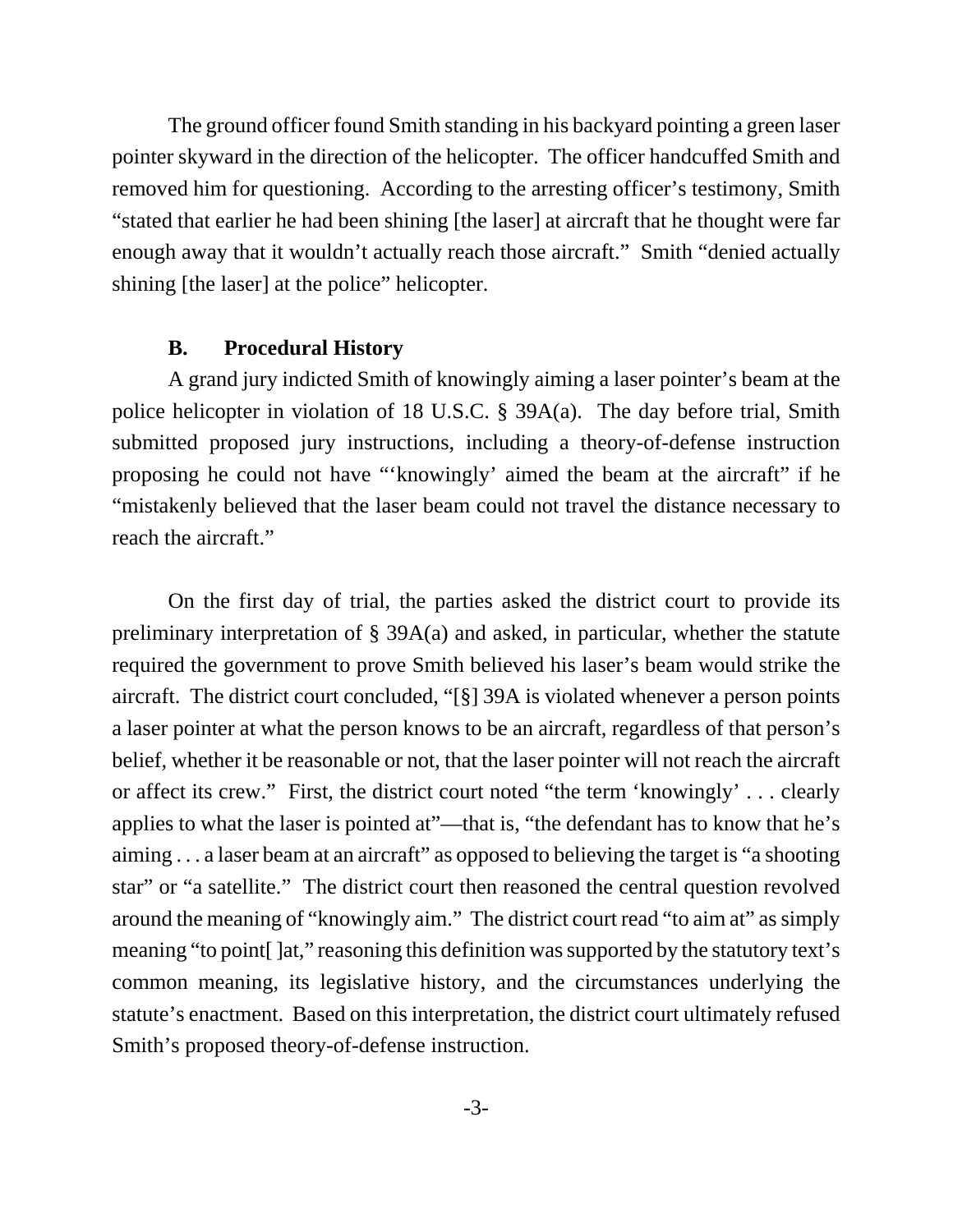The ground officer found Smith standing in his backyard pointing a green laser pointer skyward in the direction of the helicopter. The officer handcuffed Smith and removed him for questioning. According to the arresting officer's testimony, Smith "stated that earlier he had been shining [the laser] at aircraft that he thought were far enough away that it wouldn't actually reach those aircraft." Smith "denied actually shining [the laser] at the police" helicopter.

### B. Procedural History

A grand jury indicted Smith of knowingly aiming a laser pointer's beam at the police helicopter in violation of 18 U.S.C. § 39A(a). The day before trial, Smith submitted proposed jury instructions, including a theory-of-defense instruction proposing he could not have "'knowingly' aimed the beam at the aircraft" if he "mistakenly believed that the laser beam could not travel the distance necessary to reach the aircraft."

On the first day of trial, the parties asked the district court to provide its preliminary interpretation of § 39A(a) and asked, in particular, whether the statute required the government to prove Smith believed his laser's beam would strike the aircraft. The district court concluded, "[§] 39A is violated whenever a person points a laser pointer at what the person knows to be an aircraft, regardless of that person's belief, whether it be reasonable or not, that the laser pointer will not reach the aircraft or affect its crew." First, the district court noted "the term 'knowingly' . . . clearly applies to what the laser is pointed at"—that is, "the defendant has to know that he's aiming . . . a laser beam at an aircraft" as opposed to believing the target is "a shooting star" or "a satellite." The district court then reasoned the central question revolved around the meaning of "knowingly aim." The district court read "to aim at" as simply meaning "to point[ ]at," reasoning this definition was supported by the statutory text's common meaning, its legislative history, and the circumstances underlying the statute's enactment. Based on this interpretation, the district court ultimately refused Smith's proposed theory-of-defense instruction.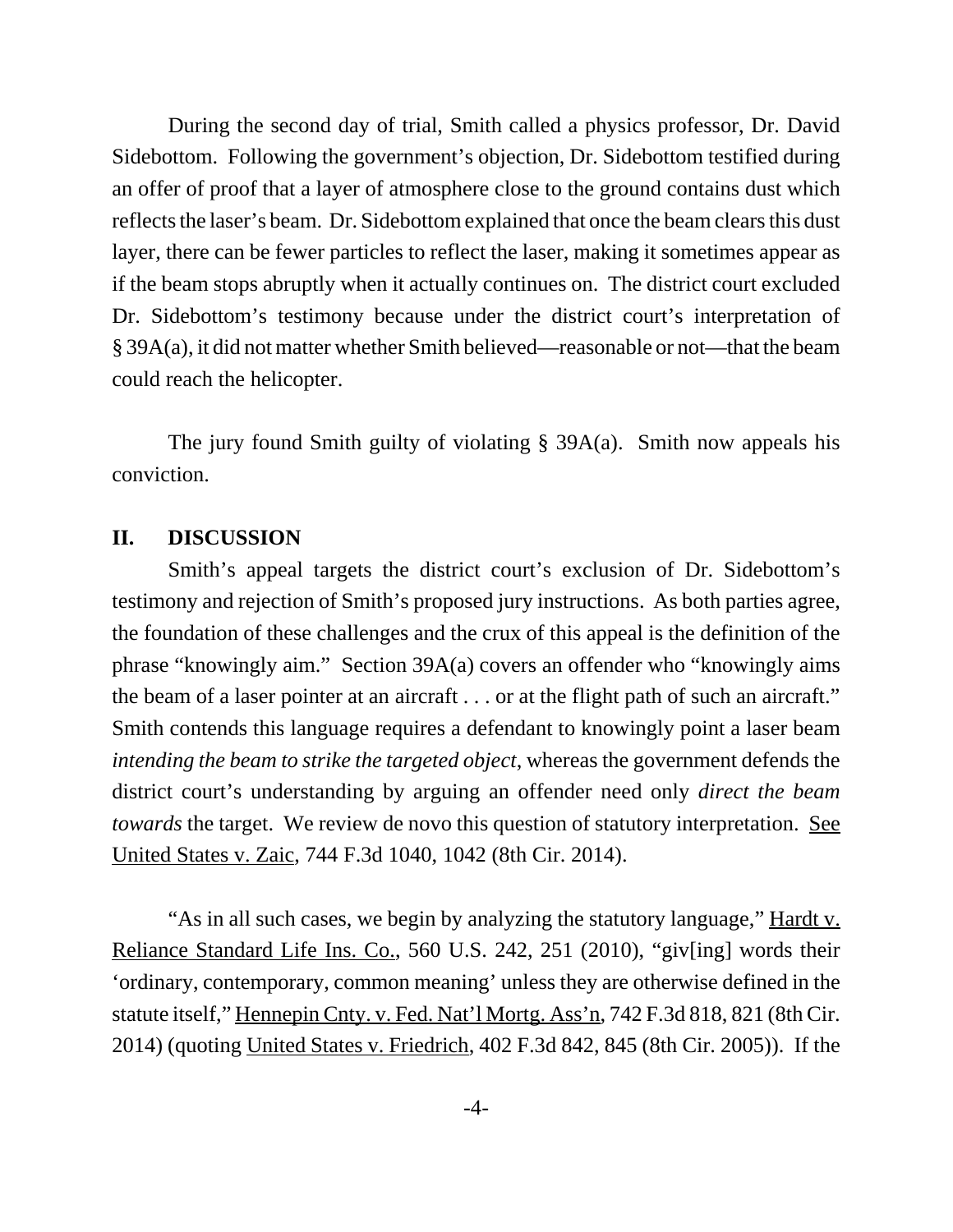During the second day of trial, Smith called a physics professor, Dr. David Sidebottom. Following the government's objection, Dr. Sidebottom testified during an offer of proof that a layer of atmosphere close to the ground contains dust which reflects the laser's beam. Dr. Sidebottom explained that once the beam clears this dust layer, there can be fewer particles to reflect the laser, making it sometimes appear as if the beam stops abruptly when it actually continues on. The district court excluded Dr. Sidebottom's testimony because under the district court's interpretation of § 39A(a), it did not matter whether Smith believed—reasonable or not—that the beam could reach the helicopter.

The jury found Smith guilty of violating § 39A(a). Smith now appeals his conviction.

## II. DISCUSSION

Smith's appeal targets the district court's exclusion of Dr. Sidebottom's testimony and rejection of Smith's proposed jury instructions. As both parties agree, the foundation of these challenges and the crux of this appeal is the definition of the phrase "knowingly aim." Section 39A(a) covers an offender who "knowingly aims the beam of a laser pointer at an aircraft . . . or at the flight path of such an aircraft." Smith contends this language requires a defendant to knowingly point a laser beam *intending the beam to strike the targeted object*, whereas the government defends the district court's understanding by arguing an offender need only *direct the beam towards* the target. We review de novo this question of statutory interpretation. See United States v. Zaic, 744 F.3d 1040, 1042 (8th Cir. 2014).

"As in all such cases, we begin by analyzing the statutory language," Hardt v. Reliance Standard Life Ins. Co., 560 U.S. 242, 251 (2010), "giv[ing] words their 'ordinary, contemporary, common meaning' unless they are otherwise defined in the statute itself," Hennepin Cnty. v. Fed. Nat'l Mortg. Ass'n, 742 F.3d 818, 821 (8th Cir. 2014) (quoting United States v. Friedrich, 402 F.3d 842, 845 (8th Cir. 2005)). If the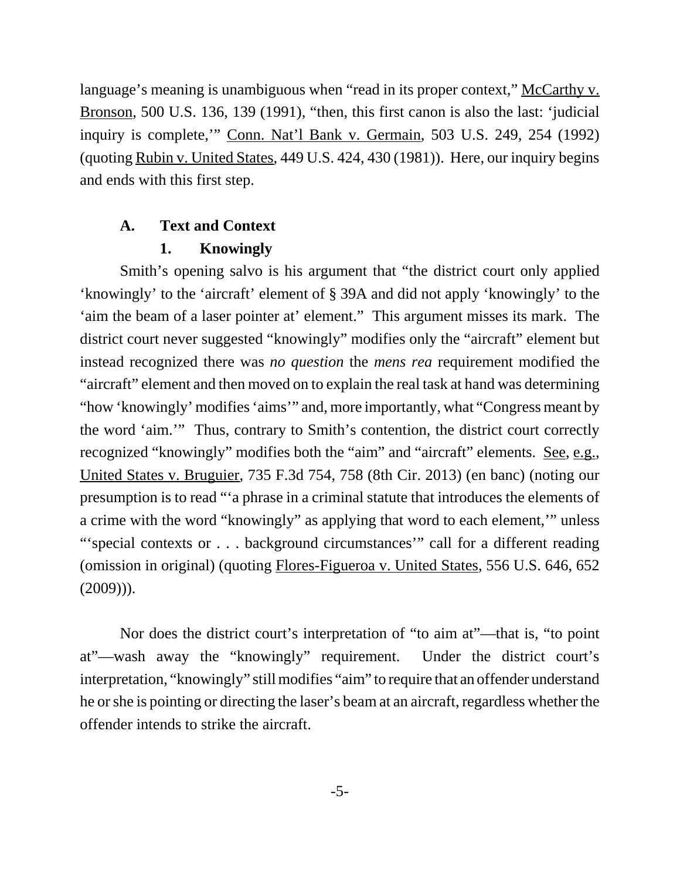language's meaning is unambiguous when "read in its proper context," McCarthy v. Bronson, 500 U.S. 136, 139 (1991), "then, this first canon is also the last: 'judicial inquiry is complete,'" Conn. Nat'l Bank v. Germain, 503 U.S. 249, 254 (1992) (quoting Rubin v. United States, 449 U.S. 424, 430 (1981)). Here, our inquiry begins and ends with this first step.

### A. Text and Context

#### 1. Knowingly

Smith's opening salvo is his argument that "the district court only applied 'knowingly' to the 'aircraft' element of § 39A and did not apply 'knowingly' to the 'aim the beam of a laser pointer at' element." This argument misses its mark. The district court never suggested "knowingly" modifies only the "aircraft" element but instead recognized there was *no question* the *mens rea* requirement modified the "aircraft" element and then moved on to explain the real task at hand was determining "how 'knowingly' modifies 'aims'" and, more importantly, what "Congress meant by the word 'aim.'" Thus, contrary to Smith's contention, the district court correctly recognized "knowingly" modifies both the "aim" and "aircraft" elements. See, e.g., United States v. Bruguier, 735 F.3d 754, 758 (8th Cir. 2013) (en banc) (noting our presumption is to read "'a phrase in a criminal statute that introduces the elements of a crime with the word "knowingly" as applying that word to each element,'" unless "'special contexts or . . . background circumstances'" call for a different reading (omission in original) (quoting Flores-Figueroa v. United States, 556 U.S. 646, 652 (2009))).

Nor does the district court's interpretation of "to aim at"—that is, "to point at"—wash away the "knowingly" requirement. Under the district court's interpretation, "knowingly" still modifies "aim" to require that an offender understand he or she is pointing or directing the laser's beam at an aircraft, regardless whether the offender intends to strike the aircraft.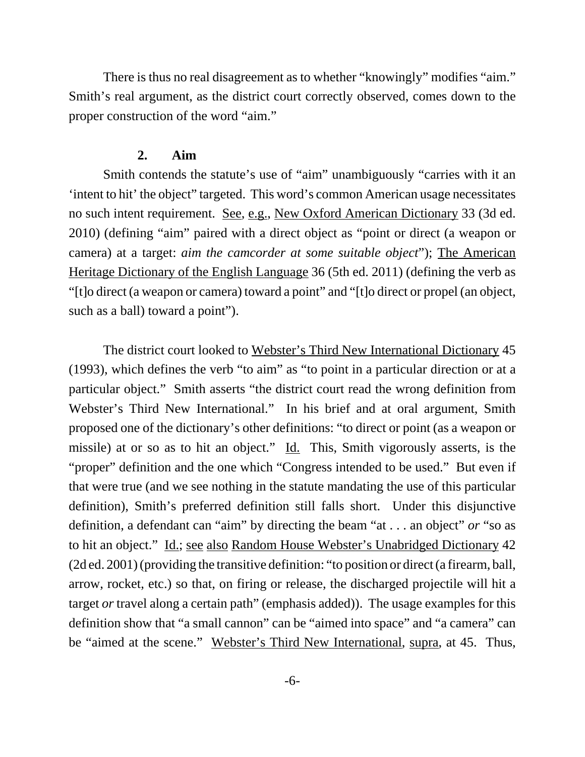There is thus no real disagreement as to whether "knowingly" modifies "aim." Smith's real argument, as the district court correctly observed, comes down to the proper construction of the word "aim."

### 2. Aim

Smith contends the statute's use of "aim" unambiguously "carries with it an 'intent to hit' the object" targeted. This word's common American usage necessitates no such intent requirement. See, e.g., New Oxford American Dictionary 33 (3d ed. 2010) (defining "aim" paired with a direct object as "point or direct (a weapon or camera) at a target: *aim the camcorder at some suitable object*"); The American Heritage Dictionary of the English Language 36 (5th ed. 2011) (defining the verb as "[t]o direct (a weapon or camera) toward a point" and "[t]o direct or propel (an object, such as a ball) toward a point").

The district court looked to Webster's Third New International Dictionary 45 (1993), which defines the verb "to aim" as "to point in a particular direction or at a particular object." Smith asserts "the district court read the wrong definition from Webster's Third New International." In his brief and at oral argument, Smith proposed one of the dictionary's other definitions: "to direct or point (as a weapon or missile) at or so as to hit an object." Id. This, Smith vigorously asserts, is the "proper" definition and the one which "Congress intended to be used." But even if that were true (and we see nothing in the statute mandating the use of this particular definition), Smith's preferred definition still falls short. Under this disjunctive definition, a defendant can "aim" by directing the beam "at . . . an object" *or* "so as to hit an object." Id.; see also Random House Webster's Unabridged Dictionary 42 (2d ed. 2001) (providing the transitive definition: "to position or direct (a firearm, ball, arrow, rocket, etc.) so that, on firing or release, the discharged projectile will hit a target *or* travel along a certain path" (emphasis added)). The usage examples for this definition show that "a small cannon" can be "aimed into space" and "a camera" can be "aimed at the scene." Webster's Third New International, supra, at 45. Thus,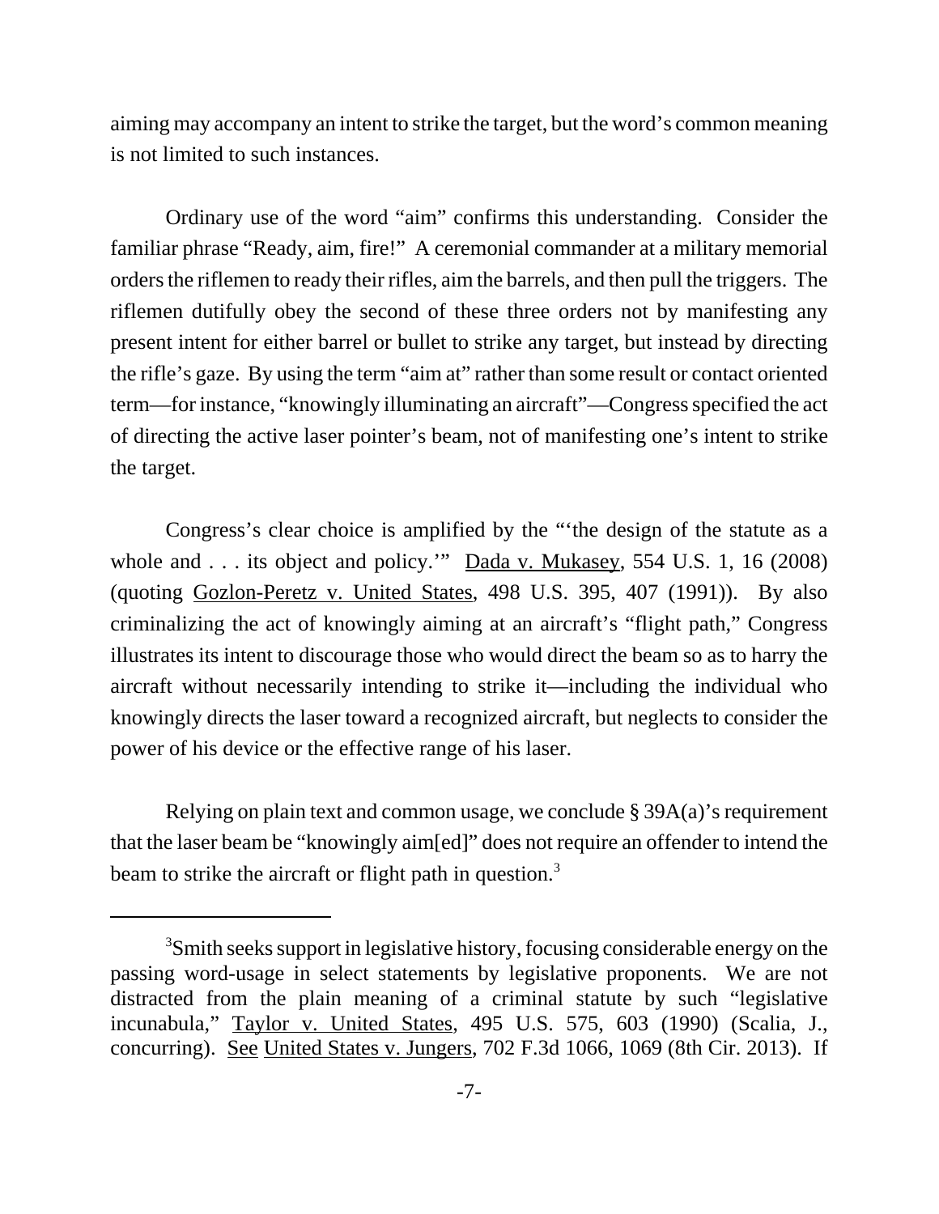aiming may accompany an intent to strike the target, but the word's common meaning is not limited to such instances.

Ordinary use of the word "aim" confirms this understanding. Consider the familiar phrase "Ready, aim, fire!" A ceremonial commander at a military memorial orders the riflemen to ready their rifles, aim the barrels, and then pull the triggers. The riflemen dutifully obey the second of these three orders not by manifesting any present intent for either barrel or bullet to strike any target, but instead by directing the rifle's gaze. By using the term "aim at" rather than some result or contact oriented term—for instance, "knowingly illuminating an aircraft"—Congress specified the act of directing the active laser pointer's beam, not of manifesting one's intent to strike the target.

Congress's clear choice is amplified by the "'the design of the statute as a whole and . . . its object and policy.'" Dada v. Mukasey, 554 U.S. 1, 16 (2008) (quoting Gozlon-Peretz v. United States, 498 U.S. 395, 407 (1991)). By also criminalizing the act of knowingly aiming at an aircraft's "flight path," Congress illustrates its intent to discourage those who would direct the beam so as to harry the aircraft without necessarily intending to strike it—including the individual who knowingly directs the laser toward a recognized aircraft, but neglects to consider the power of his device or the effective range of his laser.

Relying on plain text and common usage, we conclude § 39A(a)'s requirement that the laser beam be "knowingly aim[ed]" does not require an offender to intend the beam to strike the aircraft or flight path in question.[3]

---

[3]Smith seeks support in legislative history, focusing considerable energy on the passing word-usage in select statements by legislative proponents. We are not distracted from the plain meaning of a criminal statute by such "legislative incunabula," Taylor v. United States, 495 U.S. 575, 603 (1990) (Scalia, J., concurring). See United States v. Jungers, 702 F.3d 1066, 1069 (8th Cir. 2013). If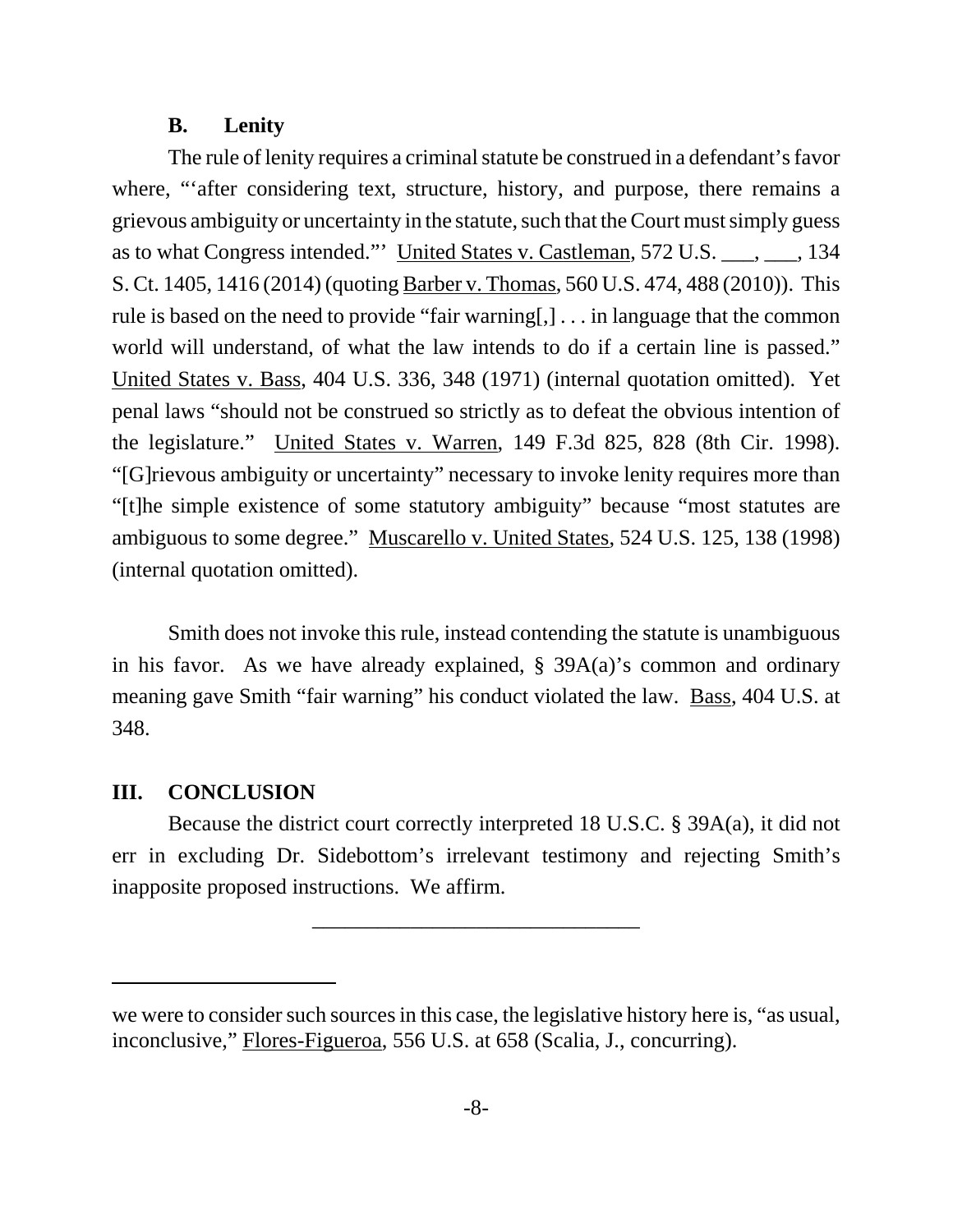### B. Lenity

The rule of lenity requires a criminal statute be construed in a defendant's favor where, "'after considering text, structure, history, and purpose, there remains a grievous ambiguity or uncertainty in the statute, such that the Court must simply guess as to what Congress intended."' United States v. Castleman, 572 U.S. ___, ___, 134 S. Ct. 1405, 1416 (2014) (quoting Barber v. Thomas, 560 U.S. 474, 488 (2010)). This rule is based on the need to provide "fair warning[,] . . . in language that the common world will understand, of what the law intends to do if a certain line is passed." United States v. Bass, 404 U.S. 336, 348 (1971) (internal quotation omitted). Yet penal laws "should not be construed so strictly as to defeat the obvious intention of the legislature." United States v. Warren, 149 F.3d 825, 828 (8th Cir. 1998). "[G]rievous ambiguity or uncertainty" necessary to invoke lenity requires more than "[t]he simple existence of some statutory ambiguity" because "most statutes are ambiguous to some degree." Muscarello v. United States, 524 U.S. 125, 138 (1998) (internal quotation omitted).

Smith does not invoke this rule, instead contending the statute is unambiguous in his favor. As we have already explained, § 39A(a)'s common and ordinary meaning gave Smith "fair warning" his conduct violated the law. Bass, 404 U.S. at 348.

## III. CONCLUSION

Because the district court correctly interpreted 18 U.S.C. § 39A(a), it did not err in excluding Dr. Sidebottom's irrelevant testimony and rejecting Smith's inapposite proposed instructions. We affirm.

______________________________

we were to consider such sources in this case, the legislative history here is, "as usual, inconclusive," Flores-Figueroa, 556 U.S. at 658 (Scalia, J., concurring).